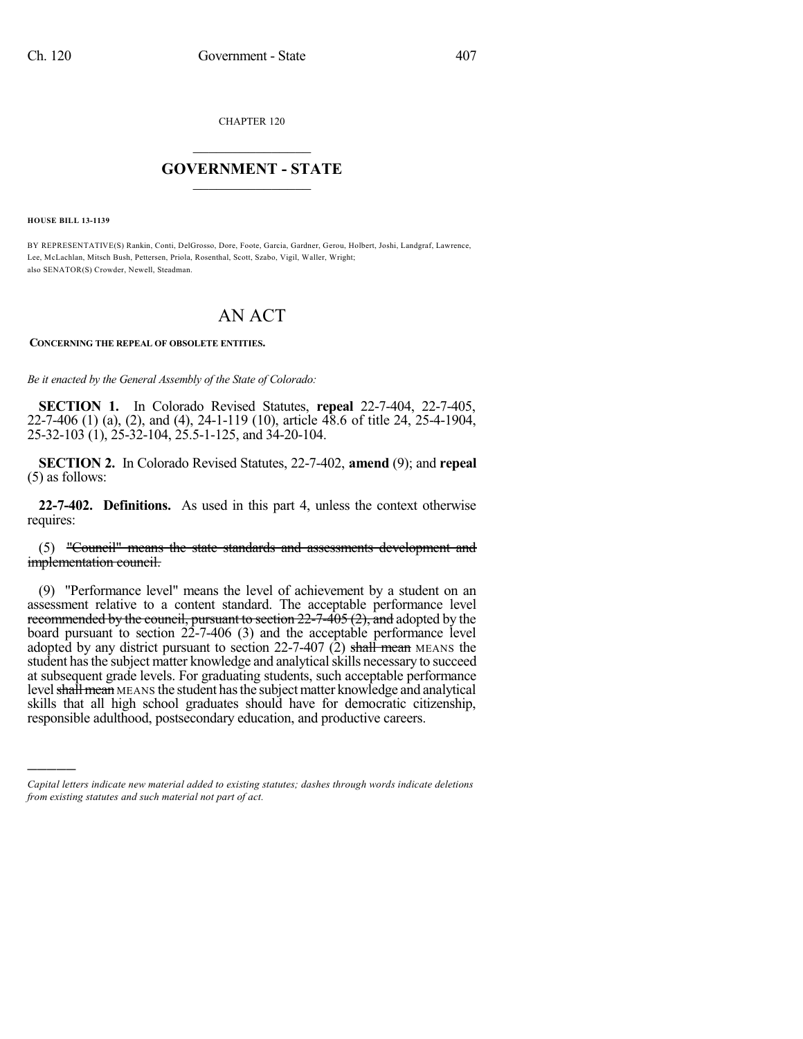CHAPTER 120

# GOVERNMENT - STATE

**HOUSE BILL 13-1139**

BY REPRESENTATIVE(S) Rankin, Conti, DelGrosso, Dore, Foote, Garcia, Gardner, Gerou, Holbert, Joshi, Landgraf, Lawrence, Lee, McLachlan, Mitsch Bush, Pettersen, Priola, Rosenthal, Scott, Szabo, Vigil, Waller, Wright; also SENATOR(S) Crowder, Newell, Steadman.

# AN ACT

**CONCERNING THE REPEAL OF OBSOLETE ENTITIES.**

*Be it enacted by the General Assembly of the State of Colorado:*

**SECTION 1.** In Colorado Revised Statutes, **repeal** 22-7-404, 22-7-405, 22-7-406 (1) (a), (2), and (4), 24-1-119 (10), article 48.6 of title 24, 25-4-1904, 25-32-103 (1), 25-32-104, 25.5-1-125, and 34-20-104.

**SECTION 2.** In Colorado Revised Statutes, 22-7-402, **amend** (9); and **repeal** (5) as follows:

**22-7-402. Definitions.** As used in this part 4, unless the context otherwise requires:

(5) ~~"Council" means the state standards and assessments development and implementation council.~~

(9) "Performance level" means the level of achievement by a student on an assessment relative to a content standard. The acceptable performance level ~~recommended by the council, pursuant to section 22-7-405 (2), and~~ adopted by the board pursuant to section 22-7-406 (3) and the acceptable performance level adopted by any district pursuant to section 22-7-407 (2) ~~shall mean~~ MEANS the student has the subject matter knowledge and analytical skills necessary to succeed at subsequent grade levels. For graduating students, such acceptable performance level ~~shall mean~~ MEANS the student has the subject matter knowledge and analytical skills that all high school graduates should have for democratic citizenship, responsible adulthood, postsecondary education, and productive careers.

---

*Capital letters indicate new material added to existing statutes; dashes through words indicate deletions from existing statutes and such material not part of act.*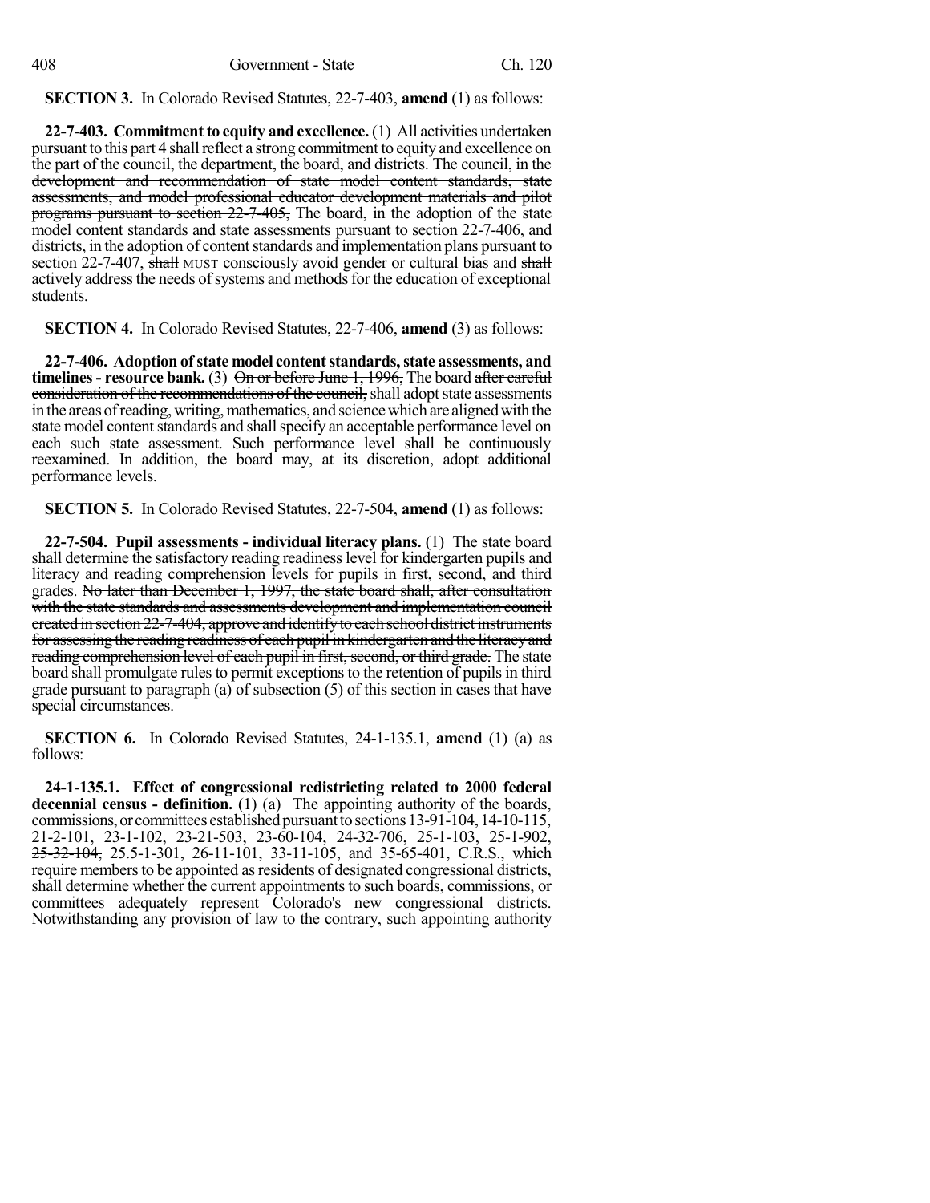**SECTION 3.** In Colorado Revised Statutes, 22-7-403, **amend** (1) as follows:

**22-7-403. Commitment to equity and excellence.** (1) All activities undertaken pursuant to this part 4 shall reflect a strong commitment to equity and excellence on the part of ~~the council,~~ the department, the board, and districts. ~~The council, in the development and recommendation of state model content standards, state assessments, and model professional educator development materials and pilot programs pursuant to section 22-7-405,~~ The board, in the adoption of the state model content standards and state assessments pursuant to section 22-7-406, and districts, in the adoption of content standards and implementation plans pursuant to section 22-7-407, ~~shall~~ MUST consciously avoid gender or cultural bias and ~~shall~~ actively address the needs of systems and methods for the education of exceptional students.

**SECTION 4.** In Colorado Revised Statutes, 22-7-406, **amend** (3) as follows:

**22-7-406. Adoption of state model content standards, state assessments, and timelines - resource bank.** (3) ~~On or before June 1, 1996,~~ The board ~~after careful consideration of the recommendations of the council,~~ shall adopt state assessments in the areas of reading, writing, mathematics, and science which are aligned with the state model content standards and shall specify an acceptable performance level on each such state assessment. Such performance level shall be continuously reexamined. In addition, the board may, at its discretion, adopt additional performance levels.

**SECTION 5.** In Colorado Revised Statutes, 22-7-504, **amend** (1) as follows:

**22-7-504. Pupil assessments - individual literacy plans.** (1) The state board shall determine the satisfactory reading readiness level for kindergarten pupils and literacy and reading comprehension levels for pupils in first, second, and third grades. ~~No later than December 1, 1997, the state board shall, after consultation with the state standards and assessments development and implementation council created in section 22-7-404, approve and identify to each school district instruments for assessing the reading readiness of each pupil in kindergarten and the literacy and reading comprehension level of each pupil in first, second, or third grade.~~ The state board shall promulgate rules to permit exceptions to the retention of pupils in third grade pursuant to paragraph (a) of subsection (5) of this section in cases that have special circumstances.

**SECTION 6.** In Colorado Revised Statutes, 24-1-135.1, **amend** (1) (a) as follows:

**24-1-135.1. Effect of congressional redistricting related to 2000 federal decennial census - definition.** (1) (a) The appointing authority of the boards, commissions, or committees established pursuant to sections 13-91-104, 14-10-115, 21-2-101, 23-1-102, 23-21-503, 23-60-104, 24-32-706, 25-1-103, 25-1-902, ~~25-32-104,~~ 25.5-1-301, 26-11-101, 33-11-105, and 35-65-401, C.R.S., which require members to be appointed as residents of designated congressional districts, shall determine whether the current appointments to such boards, commissions, or committees adequately represent Colorado's new congressional districts. Notwithstanding any provision of law to the contrary, such appointing authority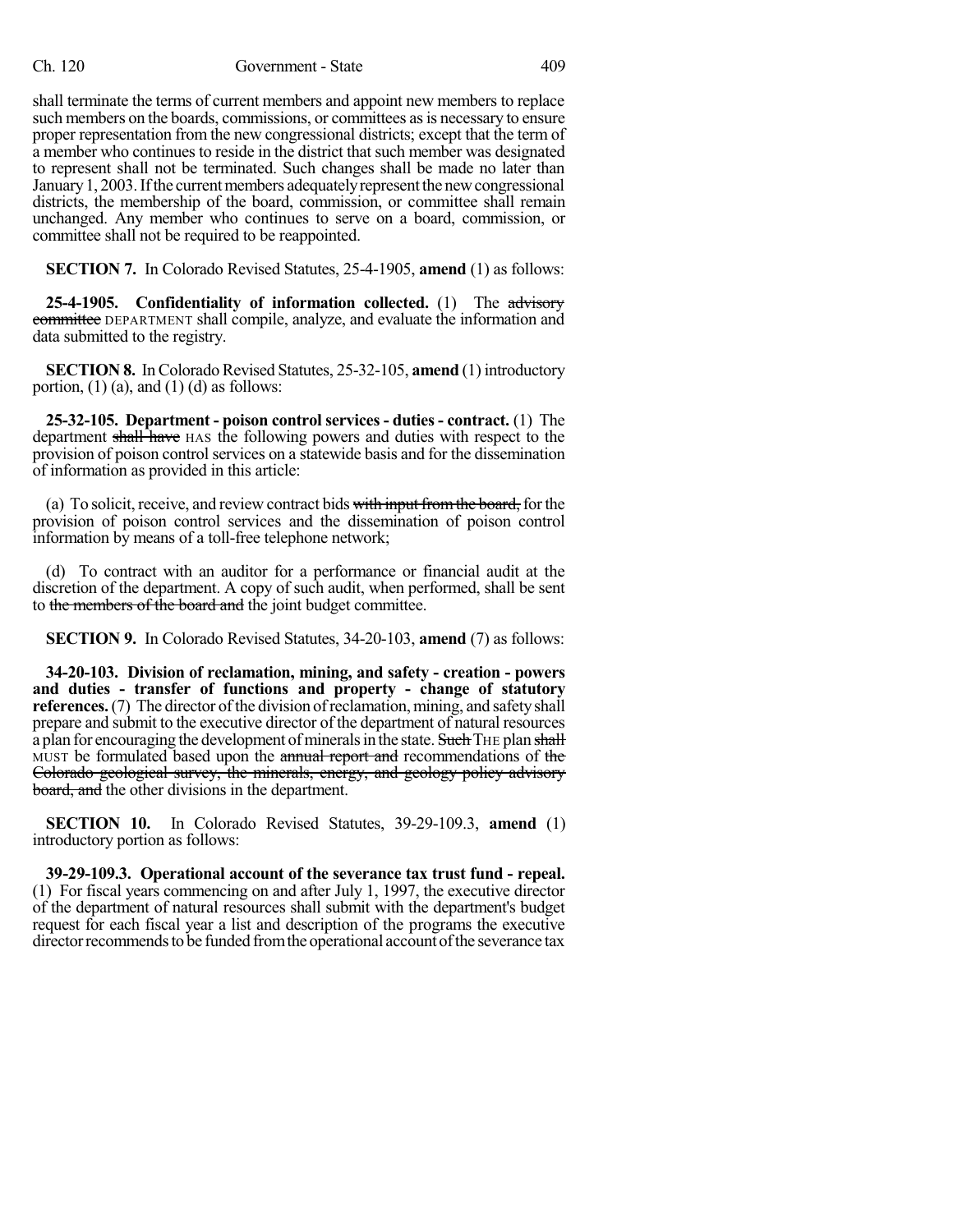shall terminate the terms of current members and appoint new members to replace such members on the boards, commissions, or committees as is necessary to ensure proper representation from the new congressional districts; except that the term of a member who continues to reside in the district that such member was designated to represent shall not be terminated. Such changes shall be made no later than January 1, 2003. If the current members adequately represent the new congressional districts, the membership of the board, commission, or committee shall remain unchanged. Any member who continues to serve on a board, commission, or committee shall not be required to be reappointed.

**SECTION 7.** In Colorado Revised Statutes, 25-4-1905, **amend** (1) as follows:

**25-4-1905. Confidentiality of information collected.** (1) The ~~advisory committee~~ DEPARTMENT shall compile, analyze, and evaluate the information and data submitted to the registry.

**SECTION 8.** In Colorado Revised Statutes, 25-32-105, **amend** (1) introductory portion, (1) (a), and (1) (d) as follows:

**25-32-105. Department - poison control services - duties - contract.** (1) The department ~~shall have~~ HAS the following powers and duties with respect to the provision of poison control services on a statewide basis and for the dissemination of information as provided in this article:

(a) To solicit, receive, and review contract bids ~~with input from the board,~~ for the provision of poison control services and the dissemination of poison control information by means of a toll-free telephone network;

(d) To contract with an auditor for a performance or financial audit at the discretion of the department. A copy of such audit, when performed, shall be sent to ~~the members of the board and~~ the joint budget committee.

**SECTION 9.** In Colorado Revised Statutes, 34-20-103, **amend** (7) as follows:

**34-20-103. Division of reclamation, mining, and safety - creation - powers and duties - transfer of functions and property - change of statutory references.** (7) The director of the division of reclamation, mining, and safety shall prepare and submit to the executive director of the department of natural resources a plan for encouraging the development of minerals in the state. ~~Such~~ THE plan ~~shall~~ MUST be formulated based upon the ~~annual report and~~ recommendations of ~~the Colorado geological survey, the minerals, energy, and geology policy advisory board, and~~ the other divisions in the department.

**SECTION 10.** In Colorado Revised Statutes, 39-29-109.3, **amend** (1) introductory portion as follows:

**39-29-109.3. Operational account of the severance tax trust fund - repeal.** (1) For fiscal years commencing on and after July 1, 1997, the executive director of the department of natural resources shall submit with the department's budget request for each fiscal year a list and description of the programs the executive director recommends to be funded from the operational account of the severance tax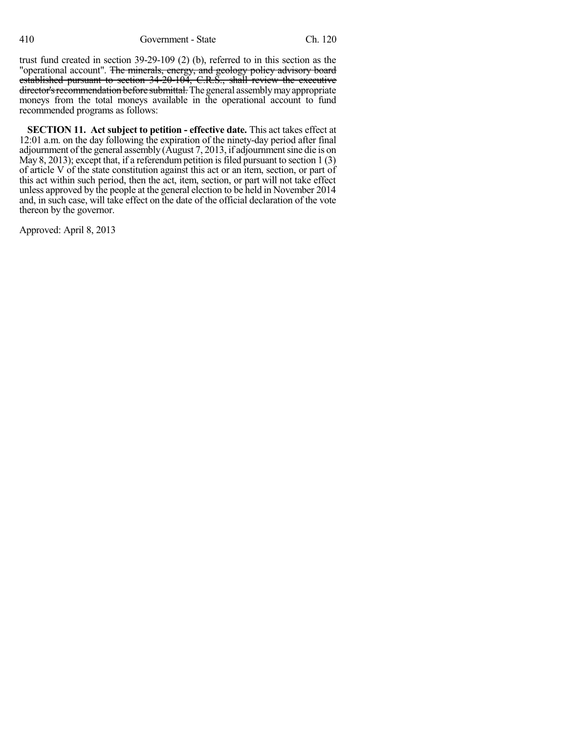trust fund created in section 39-29-109 (2) (b), referred to in this section as the "operational account". ~~The minerals, energy, and geology policy advisory board established pursuant to section 34-20-104, C.R.S., shall review the executive director's recommendation before submittal.~~ The general assembly may appropriate moneys from the total moneys available in the operational account to fund recommended programs as follows:

**SECTION 11. Act subject to petition - effective date.** This act takes effect at 12:01 a.m. on the day following the expiration of the ninety-day period after final adjournment of the general assembly (August 7, 2013, if adjournment sine die is on May 8, 2013); except that, if a referendum petition is filed pursuant to section 1 (3) of article V of the state constitution against this act or an item, section, or part of this act within such period, then the act, item, section, or part will not take effect unless approved by the people at the general election to be held in November 2014 and, in such case, will take effect on the date of the official declaration of the vote thereon by the governor.

Approved: April 8, 2013